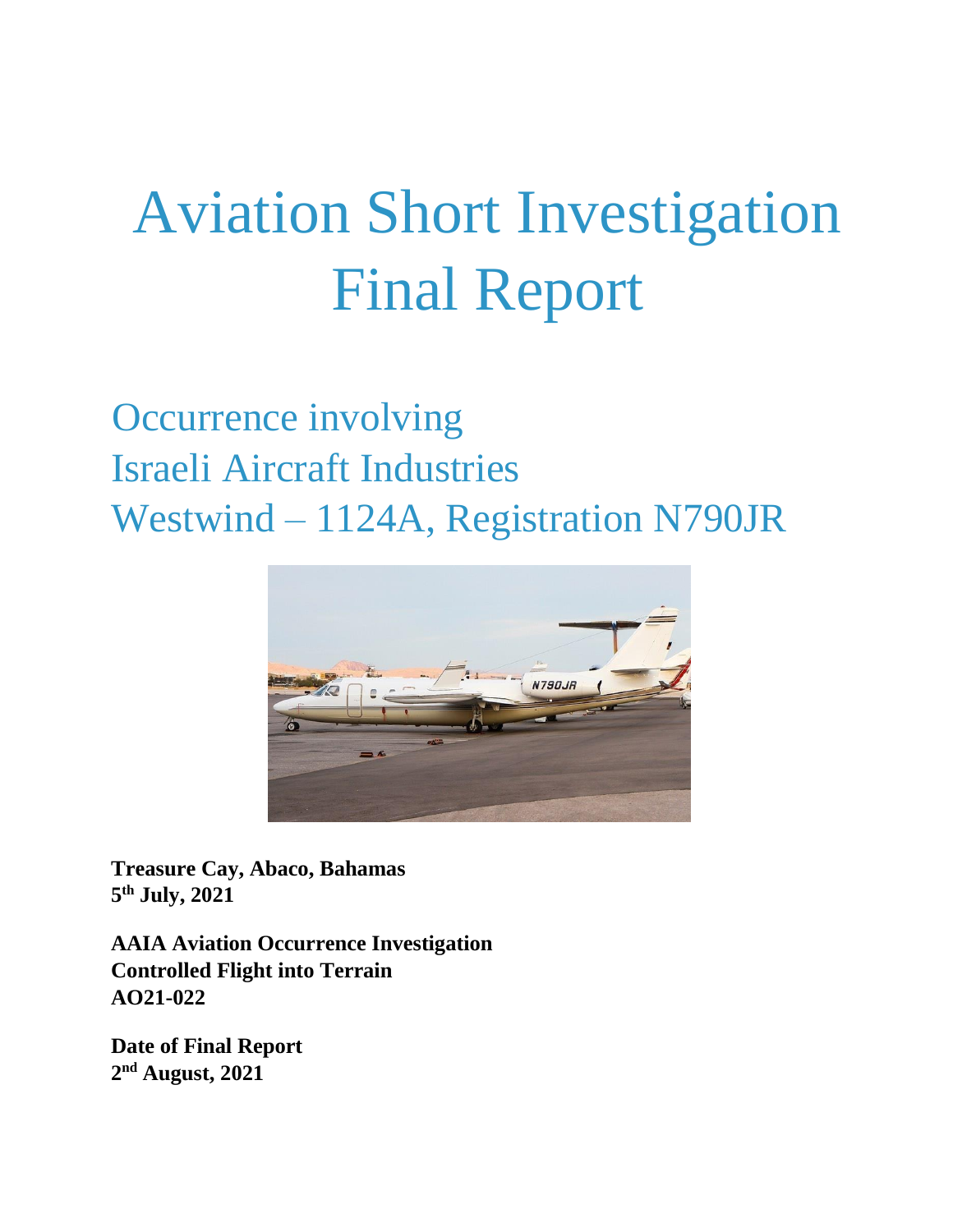# Aviation Short Investigation Final Report

## Occurrence involving Israeli Aircraft Industries Westwind – 1124A, Registration N790JR

**Treasure Cay, Abaco, Bahamas**
**5th July, 2021**

**AAIA Aviation Occurrence Investigation**
**Controlled Flight into Terrain**
**AO21-022**

**Date of Final Report**
**2nd August, 2021**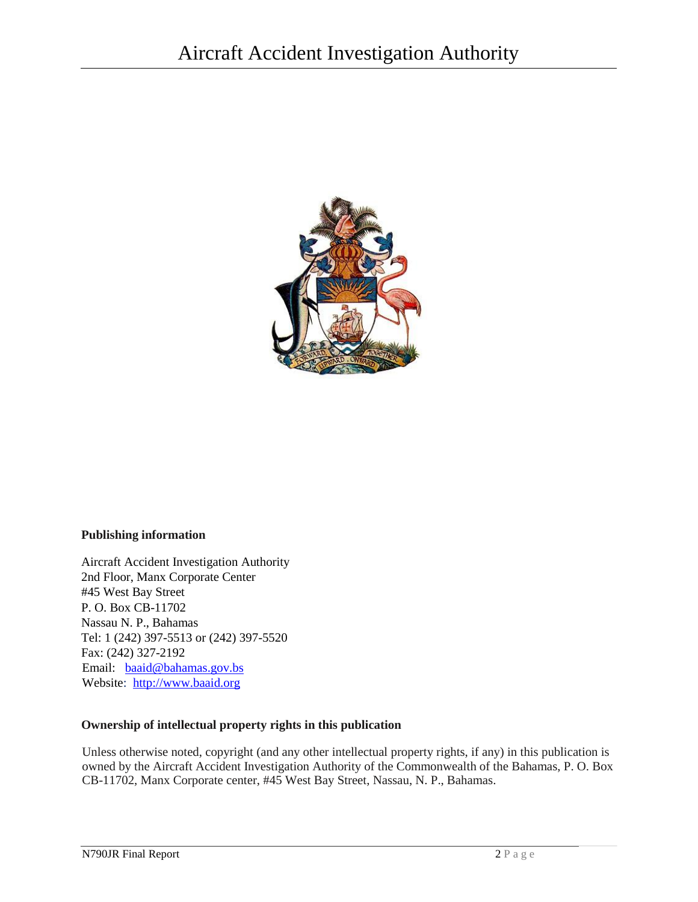## Publishing information

Aircraft Accident Investigation Authority
2nd Floor, Manx Corporate Center
#45 West Bay Street
P. O. Box CB-11702
Nassau N. P., Bahamas
Tel: 1 (242) 397-5513 or (242) 397-5520
Fax: (242) 327-2192
Email: baaid@bahamas.gov.bs
Website: http://www.baaid.org

## Ownership of intellectual property rights in this publication

Unless otherwise noted, copyright (and any other intellectual property rights, if any) in this publication is owned by the Aircraft Accident Investigation Authority of the Commonwealth of the Bahamas, P. O. Box CB-11702, Manx Corporate center, #45 West Bay Street, Nassau, N. P., Bahamas.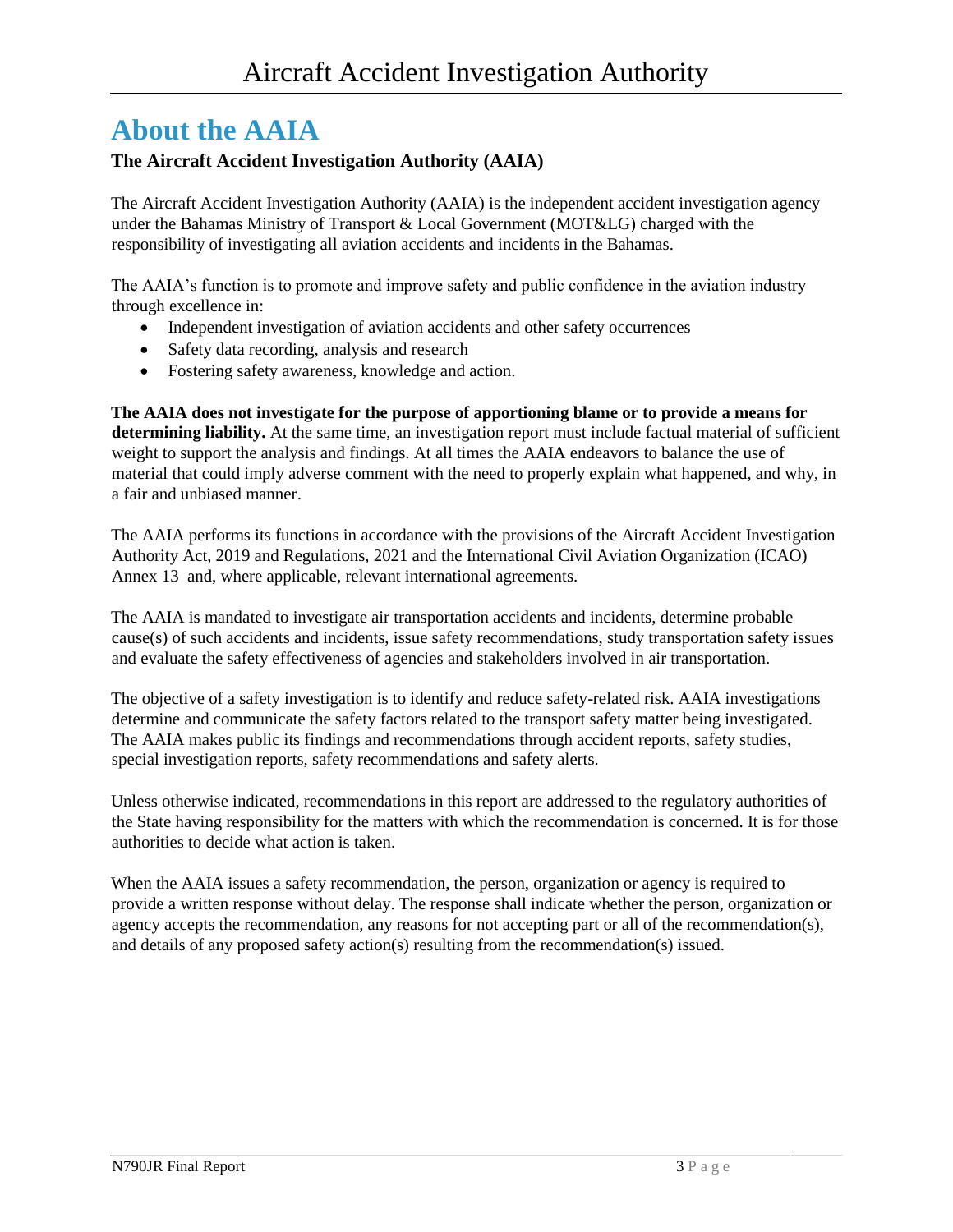# About the AAIA

### The Aircraft Accident Investigation Authority (AAIA)

The Aircraft Accident Investigation Authority (AAIA) is the independent accident investigation agency under the Bahamas Ministry of Transport & Local Government (MOT&LG) charged with the responsibility of investigating all aviation accidents and incidents in the Bahamas.

The AAIA's function is to promote and improve safety and public confidence in the aviation industry through excellence in:

- Independent investigation of aviation accidents and other safety occurrences
- Safety data recording, analysis and research
- Fostering safety awareness, knowledge and action.

**The AAIA does not investigate for the purpose of apportioning blame or to provide a means for determining liability.** At the same time, an investigation report must include factual material of sufficient weight to support the analysis and findings. At all times the AAIA endeavors to balance the use of material that could imply adverse comment with the need to properly explain what happened, and why, in a fair and unbiased manner.

The AAIA performs its functions in accordance with the provisions of the Aircraft Accident Investigation Authority Act, 2019 and Regulations, 2021 and the International Civil Aviation Organization (ICAO) Annex 13 and, where applicable, relevant international agreements.

The AAIA is mandated to investigate air transportation accidents and incidents, determine probable cause(s) of such accidents and incidents, issue safety recommendations, study transportation safety issues and evaluate the safety effectiveness of agencies and stakeholders involved in air transportation.

The objective of a safety investigation is to identify and reduce safety-related risk. AAIA investigations determine and communicate the safety factors related to the transport safety matter being investigated. The AAIA makes public its findings and recommendations through accident reports, safety studies, special investigation reports, safety recommendations and safety alerts.

Unless otherwise indicated, recommendations in this report are addressed to the regulatory authorities of the State having responsibility for the matters with which the recommendation is concerned. It is for those authorities to decide what action is taken.

When the AAIA issues a safety recommendation, the person, organization or agency is required to provide a written response without delay. The response shall indicate whether the person, organization or agency accepts the recommendation, any reasons for not accepting part or all of the recommendation(s), and details of any proposed safety action(s) resulting from the recommendation(s) issued.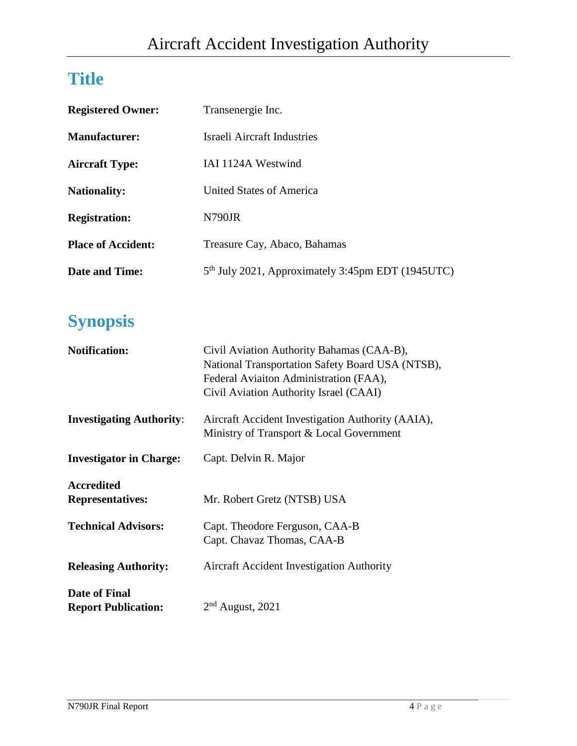## Title

**Registered Owner:** Transenergie Inc.

**Manufacturer:** Israeli Aircraft Industries

**Aircraft Type:** IAI 1124A Westwind

**Nationality:** United States of America

**Registration:** N790JR

**Place of Accident:** Treasure Cay, Abaco, Bahamas

**Date and Time:** 5th July 2021, Approximately 3:45pm EDT (1945UTC)

## Synopsis

**Notification:** Civil Aviation Authority Bahamas (CAA-B),
National Transportation Safety Board USA (NTSB),
Federal Aviaiton Administration (FAA),
Civil Aviation Authority Israel (CAAI)

**Investigating Authority**: Aircraft Accident Investigation Authority (AAIA),
Ministry of Transport & Local Government

**Investigator in Charge:** Capt. Delvin R. Major

**Accredited Representatives:** Mr. Robert Gretz (NTSB) USA

**Technical Advisors:** Capt. Theodore Ferguson, CAA-B
Capt. Chavaz Thomas, CAA-B

**Releasing Authority:** Aircraft Accident Investigation Authority

**Date of Final Report Publication:** 2nd August, 2021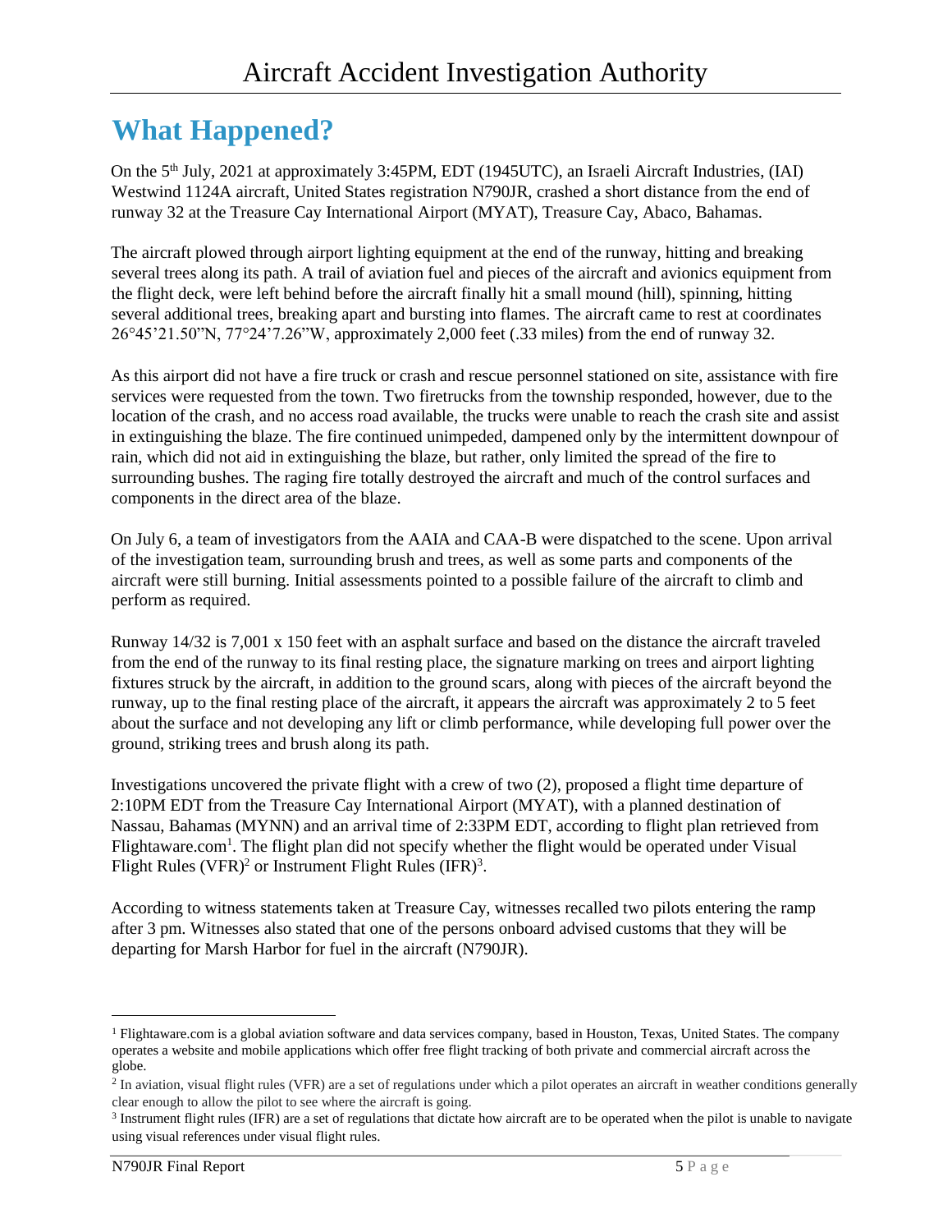# What Happened?

On the 5th July, 2021 at approximately 3:45PM, EDT (1945UTC), an Israeli Aircraft Industries, (IAI) Westwind 1124A aircraft, United States registration N790JR, crashed a short distance from the end of runway 32 at the Treasure Cay International Airport (MYAT), Treasure Cay, Abaco, Bahamas.

The aircraft plowed through airport lighting equipment at the end of the runway, hitting and breaking several trees along its path. A trail of aviation fuel and pieces of the aircraft and avionics equipment from the flight deck, were left behind before the aircraft finally hit a small mound (hill), spinning, hitting several additional trees, breaking apart and bursting into flames. The aircraft came to rest at coordinates 26°45'21.50"N, 77°24'7.26"W, approximately 2,000 feet (.33 miles) from the end of runway 32.

As this airport did not have a fire truck or crash and rescue personnel stationed on site, assistance with fire services were requested from the town. Two firetrucks from the township responded, however, due to the location of the crash, and no access road available, the trucks were unable to reach the crash site and assist in extinguishing the blaze. The fire continued unimpeded, dampened only by the intermittent downpour of rain, which did not aid in extinguishing the blaze, but rather, only limited the spread of the fire to surrounding bushes. The raging fire totally destroyed the aircraft and much of the control surfaces and components in the direct area of the blaze.

On July 6, a team of investigators from the AAIA and CAA-B were dispatched to the scene. Upon arrival of the investigation team, surrounding brush and trees, as well as some parts and components of the aircraft were still burning. Initial assessments pointed to a possible failure of the aircraft to climb and perform as required.

Runway 14/32 is 7,001 x 150 feet with an asphalt surface and based on the distance the aircraft traveled from the end of the runway to its final resting place, the signature marking on trees and airport lighting fixtures struck by the aircraft, in addition to the ground scars, along with pieces of the aircraft beyond the runway, up to the final resting place of the aircraft, it appears the aircraft was approximately 2 to 5 feet about the surface and not developing any lift or climb performance, while developing full power over the ground, striking trees and brush along its path.

Investigations uncovered the private flight with a crew of two (2), proposed a flight time departure of 2:10PM EDT from the Treasure Cay International Airport (MYAT), with a planned destination of Nassau, Bahamas (MYNN) and an arrival time of 2:33PM EDT, according to flight plan retrieved from Flightaware.com[1]. The flight plan did not specify whether the flight would be operated under Visual Flight Rules (VFR)[2] or Instrument Flight Rules (IFR)[3].

According to witness statements taken at Treasure Cay, witnesses recalled two pilots entering the ramp after 3 pm. Witnesses also stated that one of the persons onboard advised customs that they will be departing for Marsh Harbor for fuel in the aircraft (N790JR).

---

[1] Flightaware.com is a global aviation software and data services company, based in Houston, Texas, United States. The company operates a website and mobile applications which offer free flight tracking of both private and commercial aircraft across the globe.

[2] In aviation, visual flight rules (VFR) are a set of regulations under which a pilot operates an aircraft in weather conditions generally clear enough to allow the pilot to see where the aircraft is going.

[3] Instrument flight rules (IFR) are a set of regulations that dictate how aircraft are to be operated when the pilot is unable to navigate using visual references under visual flight rules.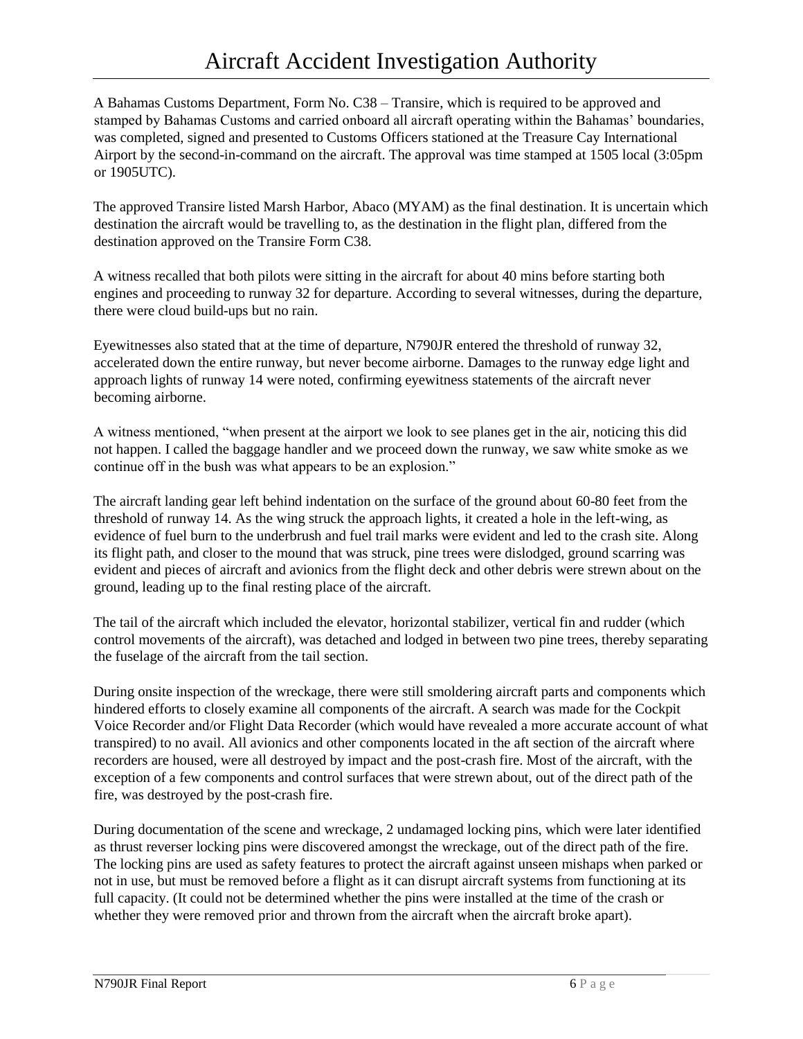A Bahamas Customs Department, Form No. C38 – Transire, which is required to be approved and stamped by Bahamas Customs and carried onboard all aircraft operating within the Bahamas' boundaries, was completed, signed and presented to Customs Officers stationed at the Treasure Cay International Airport by the second-in-command on the aircraft. The approval was time stamped at 1505 local (3:05pm or 1905UTC).

The approved Transire listed Marsh Harbor, Abaco (MYAM) as the final destination. It is uncertain which destination the aircraft would be travelling to, as the destination in the flight plan, differed from the destination approved on the Transire Form C38.

A witness recalled that both pilots were sitting in the aircraft for about 40 mins before starting both engines and proceeding to runway 32 for departure. According to several witnesses, during the departure, there were cloud build-ups but no rain.

Eyewitnesses also stated that at the time of departure, N790JR entered the threshold of runway 32, accelerated down the entire runway, but never become airborne. Damages to the runway edge light and approach lights of runway 14 were noted, confirming eyewitness statements of the aircraft never becoming airborne.

A witness mentioned, "when present at the airport we look to see planes get in the air, noticing this did not happen. I called the baggage handler and we proceed down the runway, we saw white smoke as we continue off in the bush was what appears to be an explosion."

The aircraft landing gear left behind indentation on the surface of the ground about 60-80 feet from the threshold of runway 14. As the wing struck the approach lights, it created a hole in the left-wing, as evidence of fuel burn to the underbrush and fuel trail marks were evident and led to the crash site. Along its flight path, and closer to the mound that was struck, pine trees were dislodged, ground scarring was evident and pieces of aircraft and avionics from the flight deck and other debris were strewn about on the ground, leading up to the final resting place of the aircraft.

The tail of the aircraft which included the elevator, horizontal stabilizer, vertical fin and rudder (which control movements of the aircraft), was detached and lodged in between two pine trees, thereby separating the fuselage of the aircraft from the tail section.

During onsite inspection of the wreckage, there were still smoldering aircraft parts and components which hindered efforts to closely examine all components of the aircraft. A search was made for the Cockpit Voice Recorder and/or Flight Data Recorder (which would have revealed a more accurate account of what transpired) to no avail. All avionics and other components located in the aft section of the aircraft where recorders are housed, were all destroyed by impact and the post-crash fire. Most of the aircraft, with the exception of a few components and control surfaces that were strewn about, out of the direct path of the fire, was destroyed by the post-crash fire.

During documentation of the scene and wreckage, 2 undamaged locking pins, which were later identified as thrust reverser locking pins were discovered amongst the wreckage, out of the direct path of the fire. The locking pins are used as safety features to protect the aircraft against unseen mishaps when parked or not in use, but must be removed before a flight as it can disrupt aircraft systems from functioning at its full capacity. (It could not be determined whether the pins were installed at the time of the crash or whether they were removed prior and thrown from the aircraft when the aircraft broke apart).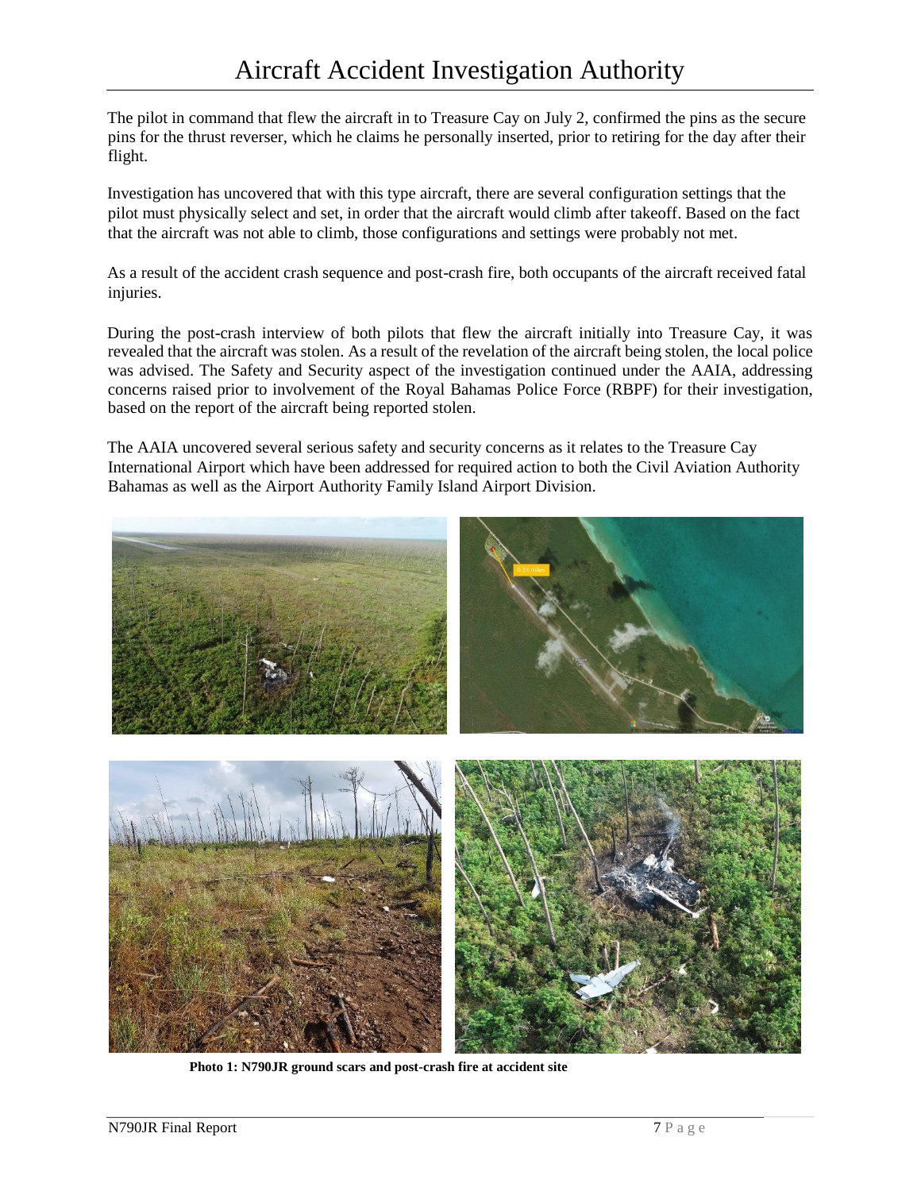The pilot in command that flew the aircraft in to Treasure Cay on July 2, confirmed the pins as the secure pins for the thrust reverser, which he claims he personally inserted, prior to retiring for the day after their flight.

Investigation has uncovered that with this type aircraft, there are several configuration settings that the pilot must physically select and set, in order that the aircraft would climb after takeoff. Based on the fact that the aircraft was not able to climb, those configurations and settings were probably not met.

As a result of the accident crash sequence and post-crash fire, both occupants of the aircraft received fatal injuries.

During the post-crash interview of both pilots that flew the aircraft initially into Treasure Cay, it was revealed that the aircraft was stolen. As a result of the revelation of the aircraft being stolen, the local police was advised. The Safety and Security aspect of the investigation continued under the AAIA, addressing concerns raised prior to involvement of the Royal Bahamas Police Force (RBPF) for their investigation, based on the report of the aircraft being reported stolen.

The AAIA uncovered several serious safety and security concerns as it relates to the Treasure Cay International Airport which have been addressed for required action to both the Civil Aviation Authority Bahamas as well as the Airport Authority Family Island Airport Division.

**Photo 1: N790JR ground scars and post-crash fire at accident site**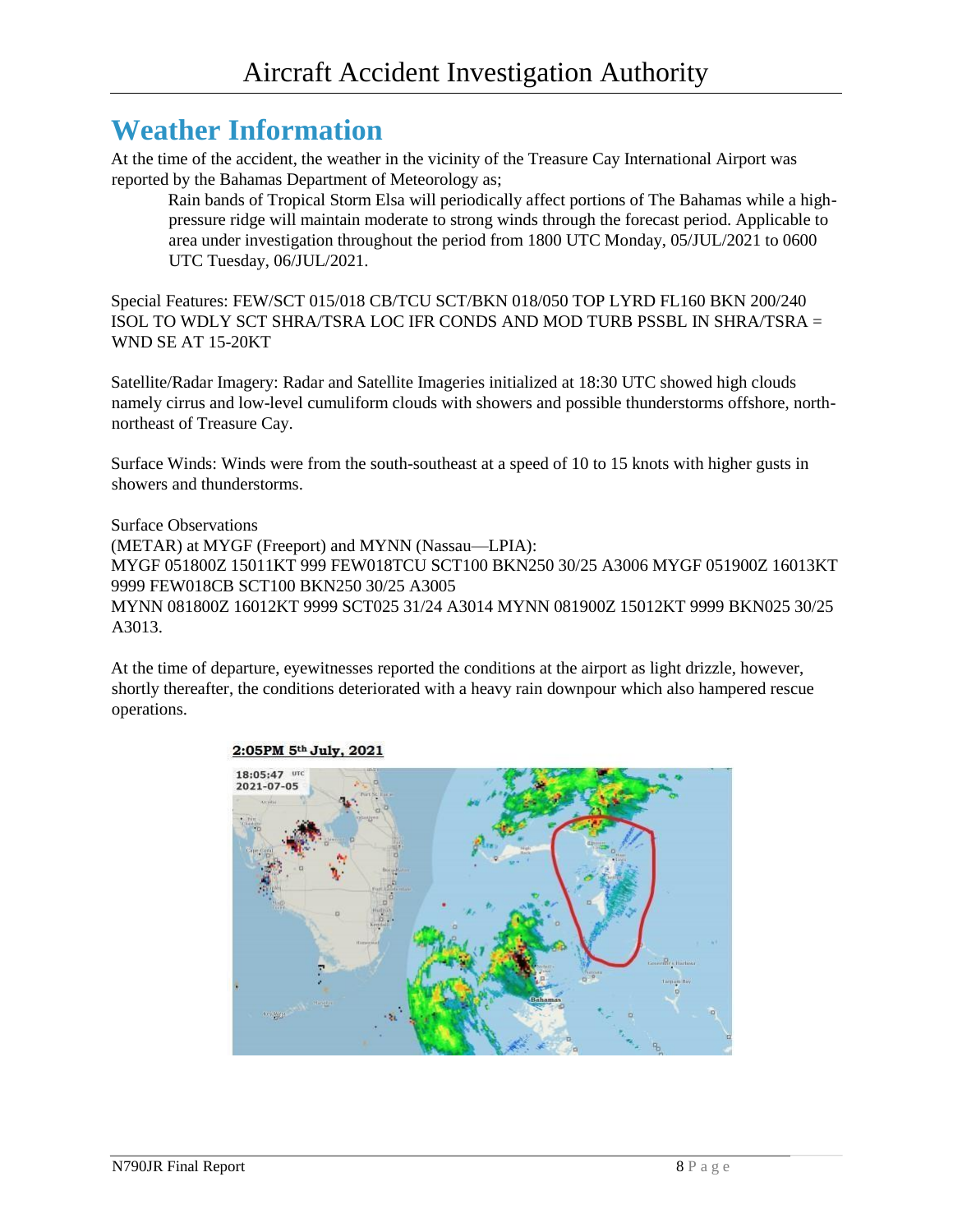# Weather Information

At the time of the accident, the weather in the vicinity of the Treasure Cay International Airport was reported by the Bahamas Department of Meteorology as;

> Rain bands of Tropical Storm Elsa will periodically affect portions of The Bahamas while a high-pressure ridge will maintain moderate to strong winds through the forecast period. Applicable to area under investigation throughout the period from 1800 UTC Monday, 05/JUL/2021 to 0600 UTC Tuesday, 06/JUL/2021.

Special Features: FEW/SCT 015/018 CB/TCU SCT/BKN 018/050 TOP LYRD FL160 BKN 200/240 ISOL TO WDLY SCT SHRA/TSRA LOC IFR CONDS AND MOD TURB PSSBL IN SHRA/TSRA = WND SE AT 15-20KT

Satellite/Radar Imagery: Radar and Satellite Imageries initialized at 18:30 UTC showed high clouds namely cirrus and low-level cumuliform clouds with showers and possible thunderstorms offshore, north-northeast of Treasure Cay.

Surface Winds: Winds were from the south-southeast at a speed of 10 to 15 knots with higher gusts in showers and thunderstorms.

Surface Observations

(METAR) at MYGF (Freeport) and MYNN (Nassau—LPIA):

MYGF 051800Z 15011KT 999 FEW018TCU SCT100 BKN250 30/25 A3006 MYGF 051900Z 16013KT 9999 FEW018CB SCT100 BKN250 30/25 A3005

MYNN 081800Z 16012KT 9999 SCT025 31/24 A3014 MYNN 081900Z 15012KT 9999 BKN025 30/25 A3013.

At the time of departure, eyewitnesses reported the conditions at the airport as light drizzle, however, shortly thereafter, the conditions deteriorated with a heavy rain downpour which also hampered rescue operations.

**2:05PM 5th July, 2021**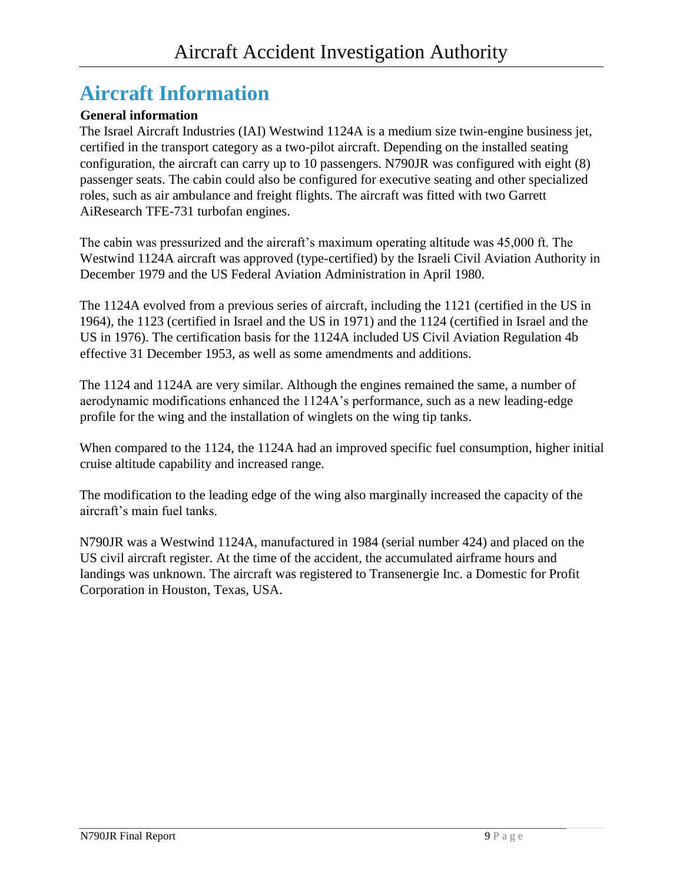# Aircraft Information

**General information**

The Israel Aircraft Industries (IAI) Westwind 1124A is a medium size twin-engine business jet, certified in the transport category as a two-pilot aircraft. Depending on the installed seating configuration, the aircraft can carry up to 10 passengers. N790JR was configured with eight (8) passenger seats. The cabin could also be configured for executive seating and other specialized roles, such as air ambulance and freight flights. The aircraft was fitted with two Garrett AiResearch TFE-731 turbofan engines.

The cabin was pressurized and the aircraft's maximum operating altitude was 45,000 ft. The Westwind 1124A aircraft was approved (type-certified) by the Israeli Civil Aviation Authority in December 1979 and the US Federal Aviation Administration in April 1980.

The 1124A evolved from a previous series of aircraft, including the 1121 (certified in the US in 1964), the 1123 (certified in Israel and the US in 1971) and the 1124 (certified in Israel and the US in 1976). The certification basis for the 1124A included US Civil Aviation Regulation 4b effective 31 December 1953, as well as some amendments and additions.

The 1124 and 1124A are very similar. Although the engines remained the same, a number of aerodynamic modifications enhanced the 1124A's performance, such as a new leading-edge profile for the wing and the installation of winglets on the wing tip tanks.

When compared to the 1124, the 1124A had an improved specific fuel consumption, higher initial cruise altitude capability and increased range.

The modification to the leading edge of the wing also marginally increased the capacity of the aircraft's main fuel tanks.

N790JR was a Westwind 1124A, manufactured in 1984 (serial number 424) and placed on the US civil aircraft register. At the time of the accident, the accumulated airframe hours and landings was unknown. The aircraft was registered to Transenergie Inc. a Domestic for Profit Corporation in Houston, Texas, USA.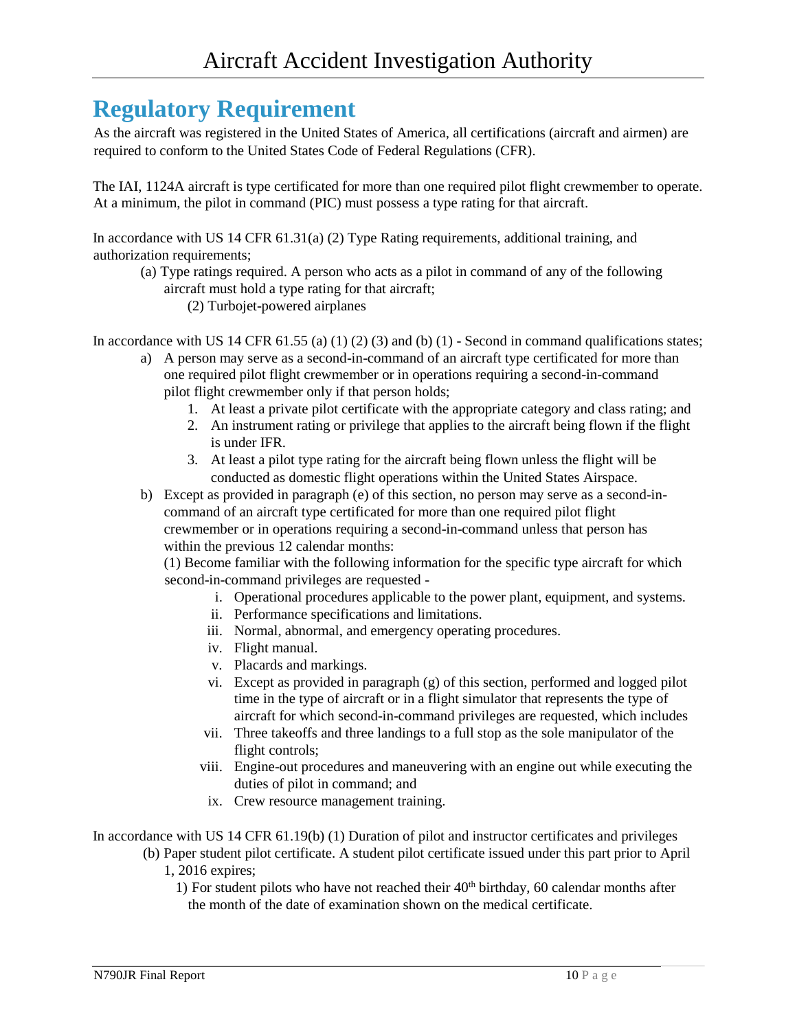## Regulatory Requirement

As the aircraft was registered in the United States of America, all certifications (aircraft and airmen) are required to conform to the United States Code of Federal Regulations (CFR).

The IAI, 1124A aircraft is type certificated for more than one required pilot flight crewmember to operate. At a minimum, the pilot in command (PIC) must possess a type rating for that aircraft.

In accordance with US 14 CFR 61.31(a) (2) Type Rating requirements, additional training, and authorization requirements;

> (a) Type ratings required. A person who acts as a pilot in command of any of the following aircraft must hold a type rating for that aircraft;
>
> > (2) Turbojet-powered airplanes

In accordance with US 14 CFR 61.55 (a) (1) (2) (3) and (b) (1) - Second in command qualifications states;

a) A person may serve as a second-in-command of an aircraft type certificated for more than one required pilot flight crewmember or in operations requiring a second-in-command pilot flight crewmember only if that person holds;
   1. At least a private pilot certificate with the appropriate category and class rating; and
   2. An instrument rating or privilege that applies to the aircraft being flown if the flight is under IFR.
   3. At least a pilot type rating for the aircraft being flown unless the flight will be conducted as domestic flight operations within the United States Airspace.

b) Except as provided in paragraph (e) of this section, no person may serve as a second-in-command of an aircraft type certificated for more than one required pilot flight crewmember or in operations requiring a second-in-command unless that person has within the previous 12 calendar months:

   (1) Become familiar with the following information for the specific type aircraft for which second-in-command privileges are requested -
   
   i. Operational procedures applicable to the power plant, equipment, and systems.
   ii. Performance specifications and limitations.
   iii. Normal, abnormal, and emergency operating procedures.
   iv. Flight manual.
   v. Placards and markings.
   vi. Except as provided in paragraph (g) of this section, performed and logged pilot time in the type of aircraft or in a flight simulator that represents the type of aircraft for which second-in-command privileges are requested, which includes
   vii. Three takeoffs and three landings to a full stop as the sole manipulator of the flight controls;
   viii. Engine-out procedures and maneuvering with an engine out while executing the duties of pilot in command; and
   ix. Crew resource management training.

In accordance with US 14 CFR 61.19(b) (1) Duration of pilot and instructor certificates and privileges

> (b) Paper student pilot certificate. A student pilot certificate issued under this part prior to April 1, 2016 expires;
>
> > 1) For student pilots who have not reached their 40th birthday, 60 calendar months after the month of the date of examination shown on the medical certificate.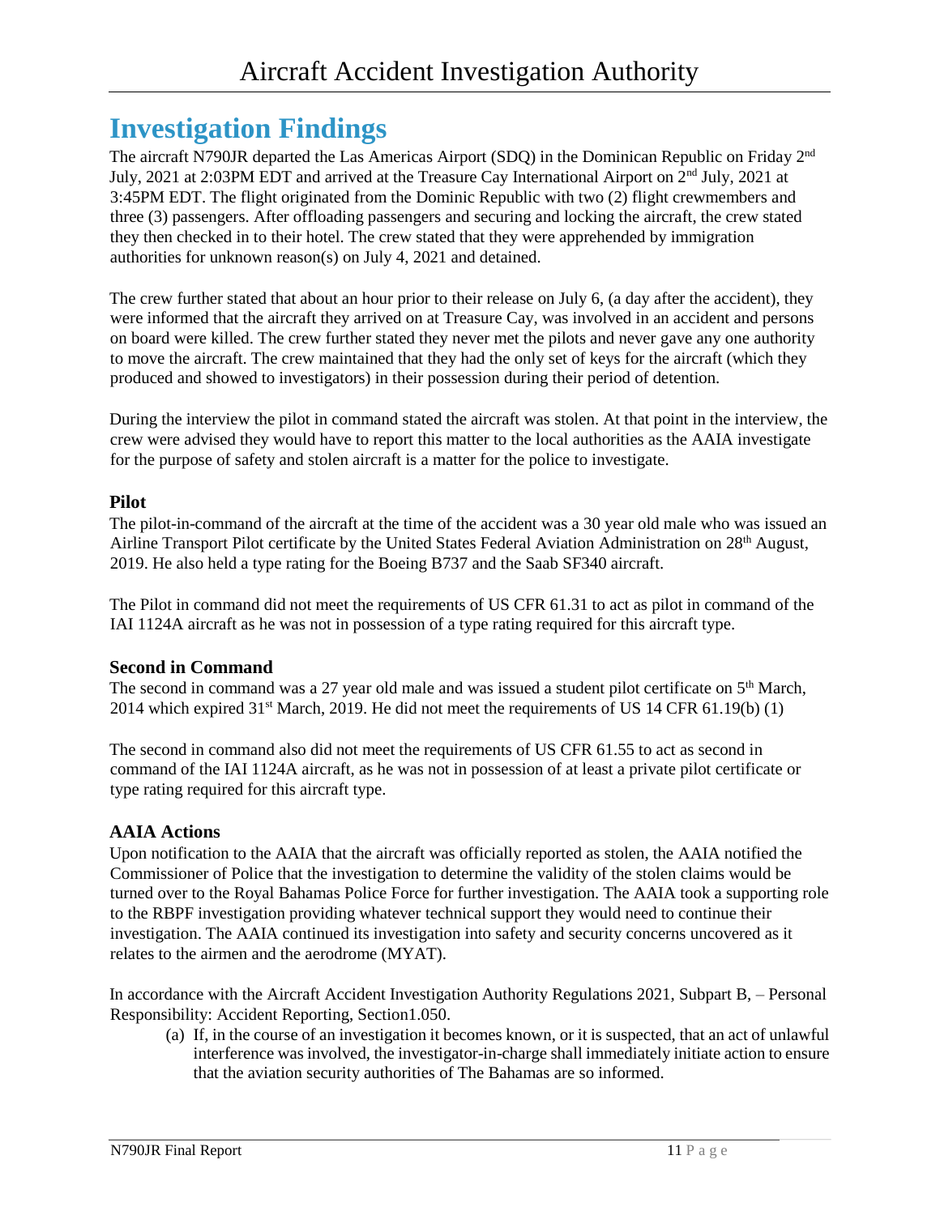# Investigation Findings

The aircraft N790JR departed the Las Americas Airport (SDQ) in the Dominican Republic on Friday 2nd July, 2021 at 2:03PM EDT and arrived at the Treasure Cay International Airport on 2nd July, 2021 at 3:45PM EDT. The flight originated from the Dominic Republic with two (2) flight crewmembers and three (3) passengers. After offloading passengers and securing and locking the aircraft, the crew stated they then checked in to their hotel. The crew stated that they were apprehended by immigration authorities for unknown reason(s) on July 4, 2021 and detained.

The crew further stated that about an hour prior to their release on July 6, (a day after the accident), they were informed that the aircraft they arrived on at Treasure Cay, was involved in an accident and persons on board were killed. The crew further stated they never met the pilots and never gave any one authority to move the aircraft. The crew maintained that they had the only set of keys for the aircraft (which they produced and showed to investigators) in their possession during their period of detention.

During the interview the pilot in command stated the aircraft was stolen. At that point in the interview, the crew were advised they would have to report this matter to the local authorities as the AAIA investigate for the purpose of safety and stolen aircraft is a matter for the police to investigate.

### Pilot

The pilot-in-command of the aircraft at the time of the accident was a 30 year old male who was issued an Airline Transport Pilot certificate by the United States Federal Aviation Administration on 28th August, 2019. He also held a type rating for the Boeing B737 and the Saab SF340 aircraft.

The Pilot in command did not meet the requirements of US CFR 61.31 to act as pilot in command of the IAI 1124A aircraft as he was not in possession of a type rating required for this aircraft type.

### Second in Command

The second in command was a 27 year old male and was issued a student pilot certificate on 5th March, 2014 which expired 31st March, 2019. He did not meet the requirements of US 14 CFR 61.19(b) (1)

The second in command also did not meet the requirements of US CFR 61.55 to act as second in command of the IAI 1124A aircraft, as he was not in possession of at least a private pilot certificate or type rating required for this aircraft type.

### AAIA Actions

Upon notification to the AAIA that the aircraft was officially reported as stolen, the AAIA notified the Commissioner of Police that the investigation to determine the validity of the stolen claims would be turned over to the Royal Bahamas Police Force for further investigation. The AAIA took a supporting role to the RBPF investigation providing whatever technical support they would need to continue their investigation. The AAIA continued its investigation into safety and security concerns uncovered as it relates to the airmen and the aerodrome (MYAT).

In accordance with the Aircraft Accident Investigation Authority Regulations 2021, Subpart B, – Personal Responsibility: Accident Reporting, Section1.050.

(a) If, in the course of an investigation it becomes known, or it is suspected, that an act of unlawful interference was involved, the investigator-in-charge shall immediately initiate action to ensure that the aviation security authorities of The Bahamas are so informed.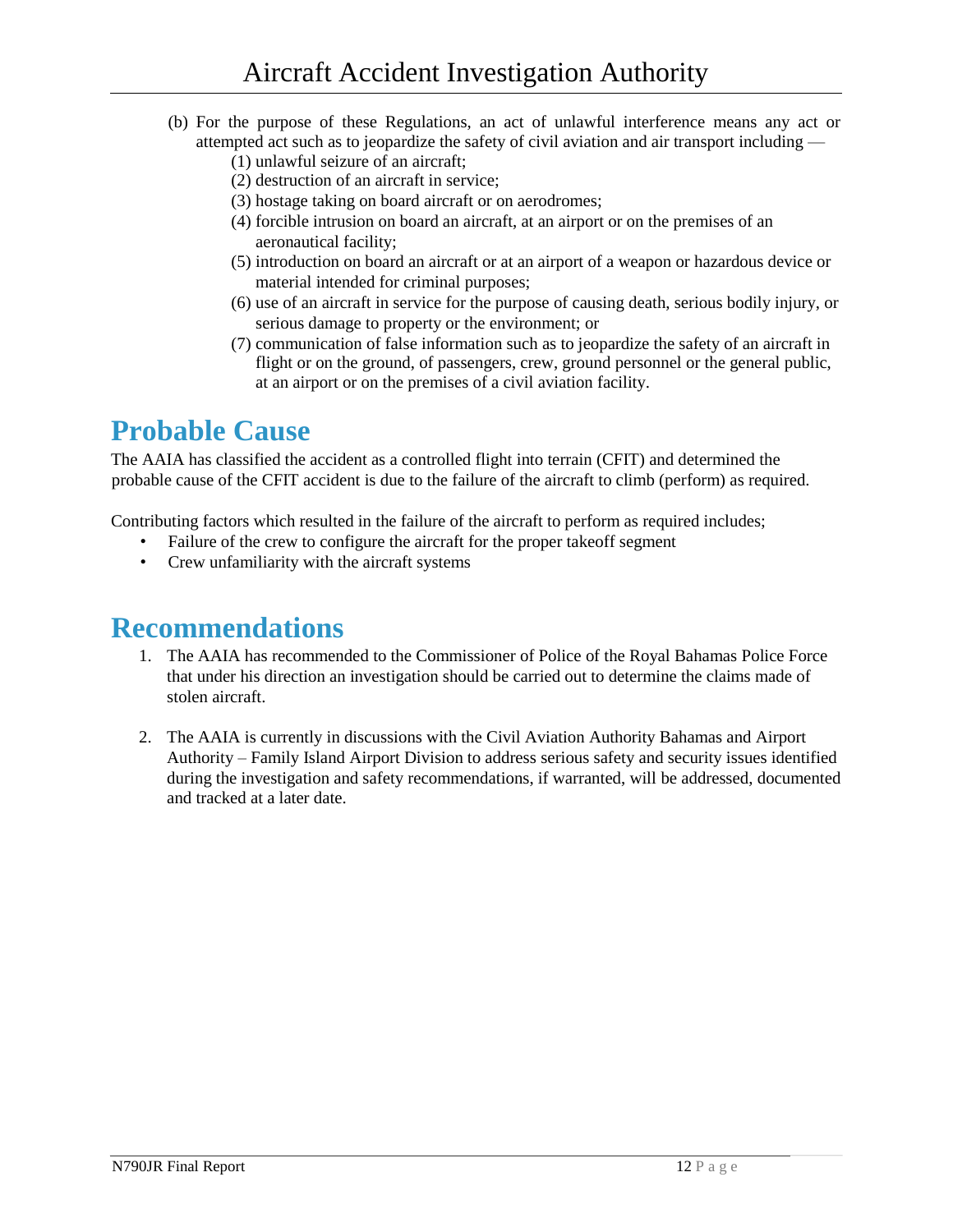(b) For the purpose of these Regulations, an act of unlawful interference means any act or attempted act such as to jeopardize the safety of civil aviation and air transport including —

(1) unlawful seizure of an aircraft;
(2) destruction of an aircraft in service;
(3) hostage taking on board aircraft or on aerodromes;
(4) forcible intrusion on board an aircraft, at an airport or on the premises of an aeronautical facility;
(5) introduction on board an aircraft or at an airport of a weapon or hazardous device or material intended for criminal purposes;
(6) use of an aircraft in service for the purpose of causing death, serious bodily injury, or serious damage to property or the environment; or
(7) communication of false information such as to jeopardize the safety of an aircraft in flight or on the ground, of passengers, crew, ground personnel or the general public, at an airport or on the premises of a civil aviation facility.

# Probable Cause

The AAIA has classified the accident as a controlled flight into terrain (CFIT) and determined the probable cause of the CFIT accident is due to the failure of the aircraft to climb (perform) as required.

Contributing factors which resulted in the failure of the aircraft to perform as required includes;

- Failure of the crew to configure the aircraft for the proper takeoff segment
- Crew unfamiliarity with the aircraft systems

# Recommendations

1. The AAIA has recommended to the Commissioner of Police of the Royal Bahamas Police Force that under his direction an investigation should be carried out to determine the claims made of stolen aircraft.

2. The AAIA is currently in discussions with the Civil Aviation Authority Bahamas and Airport Authority – Family Island Airport Division to address serious safety and security issues identified during the investigation and safety recommendations, if warranted, will be addressed, documented and tracked at a later date.